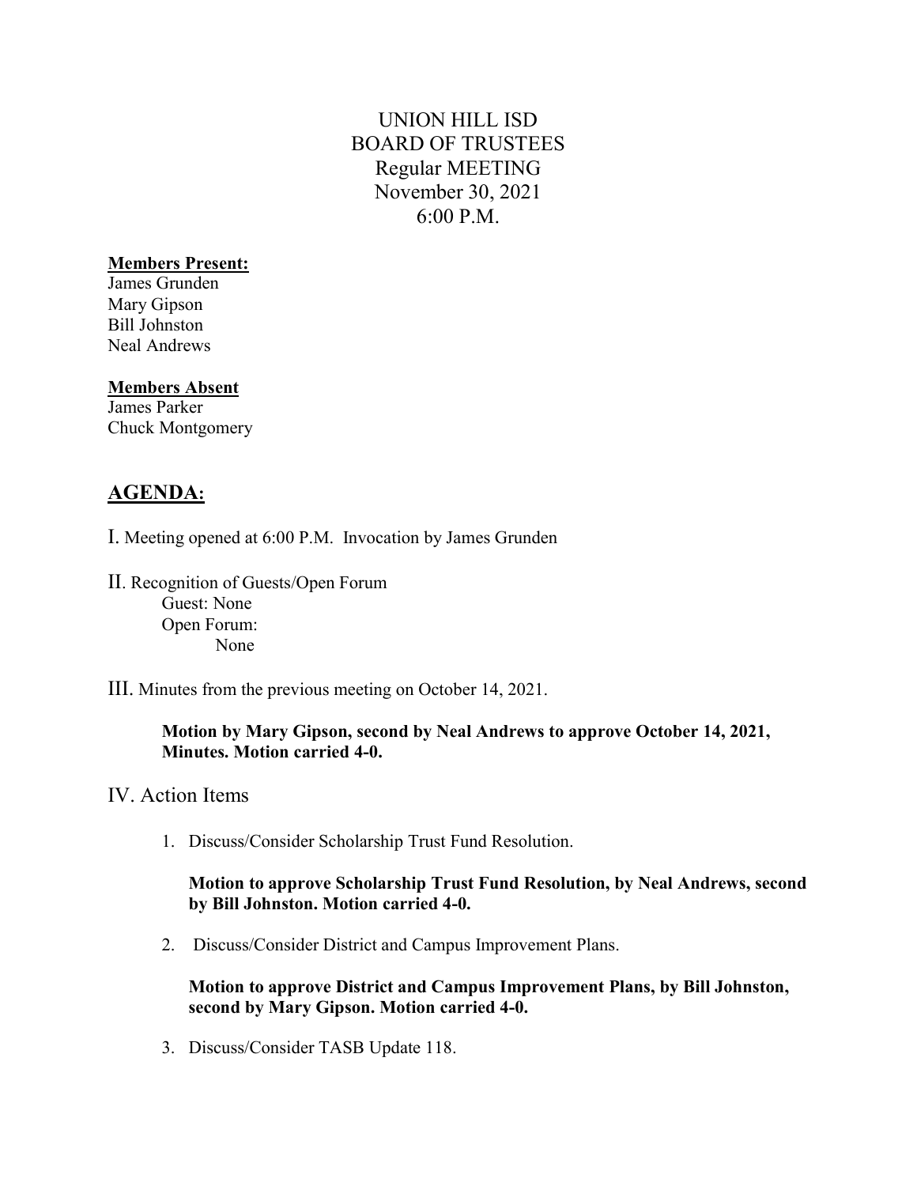# UNION HILL ISD
## BOARD OF TRUSTEES
### Regular MEETING
### November 30, 2021
### 6:00 P.M.

**Members Present:**
James Grunden
Mary Gipson
Bill Johnston
Neal Andrews

**Members Absent**
James Parker
Chuck Montgomery

## AGENDA:

I. Meeting opened at 6:00 P.M. Invocation by James Grunden

II. Recognition of Guests/Open Forum
Guest: None
Open Forum:
None

III. Minutes from the previous meeting on October 14, 2021.

**Motion by Mary Gipson, second by Neal Andrews to approve October 14, 2021, Minutes. Motion carried 4-0.**

IV. Action Items

1. Discuss/Consider Scholarship Trust Fund Resolution.

   **Motion to approve Scholarship Trust Fund Resolution, by Neal Andrews, second by Bill Johnston. Motion carried 4-0.**

2. Discuss/Consider District and Campus Improvement Plans.

   **Motion to approve District and Campus Improvement Plans, by Bill Johnston, second by Mary Gipson. Motion carried 4-0.**

3. Discuss/Consider TASB Update 118.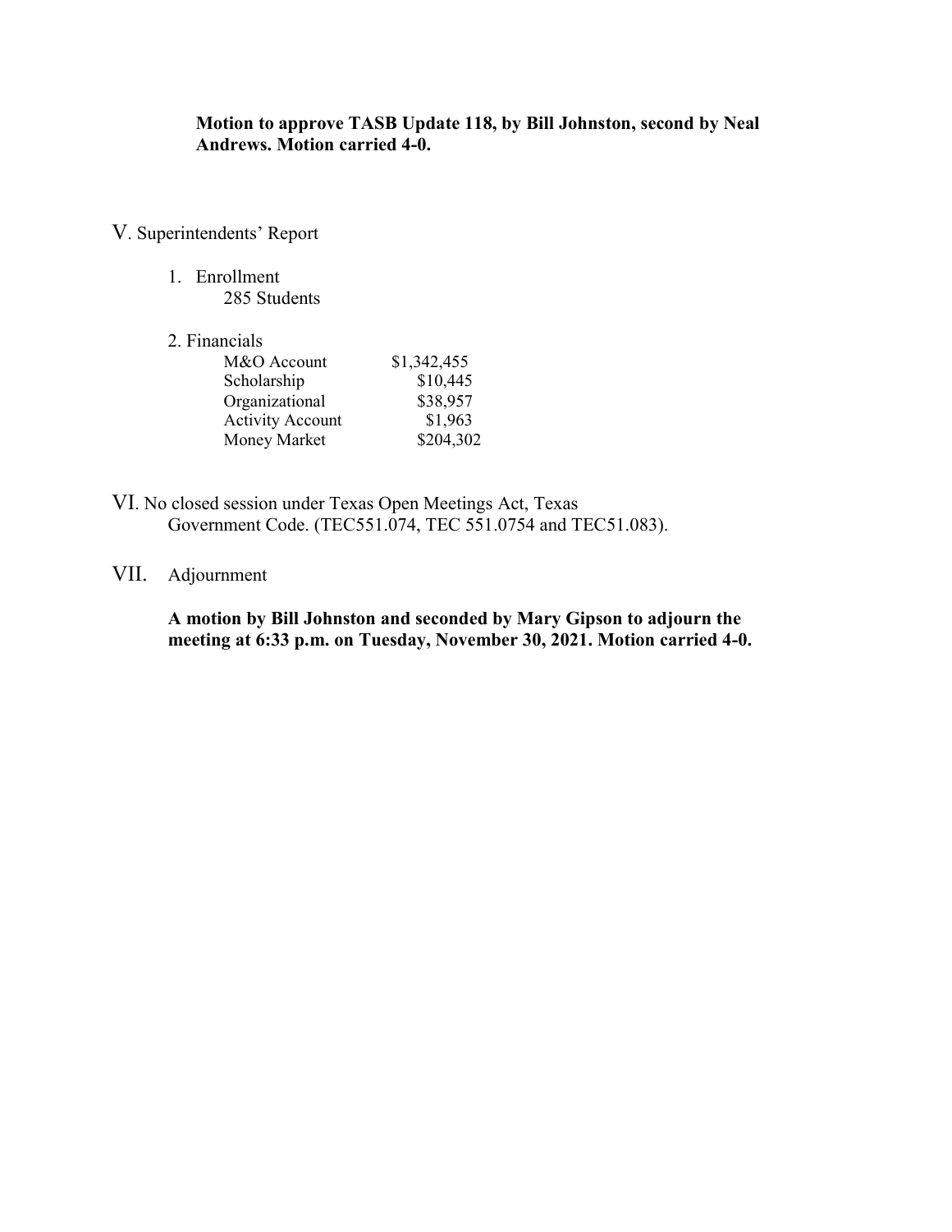**Motion to approve TASB Update 118, by Bill Johnston, second by Neal Andrews. Motion carried 4-0.**

V. Superintendents' Report

1. Enrollment
   285 Students

2. Financials

| | |
|---|---|
| M&O Account | $1,342,455 |
| Scholarship | $10,445 |
| Organizational | $38,957 |
| Activity Account | $1,963 |
| Money Market | $204,302 |

VI. No closed session under Texas Open Meetings Act, Texas Government Code. (TEC551.074, TEC 551.0754 and TEC51.083).

VII. Adjournment

**A motion by Bill Johnston and seconded by Mary Gipson to adjourn the meeting at 6:33 p.m. on Tuesday, November 30, 2021. Motion carried 4-0.**